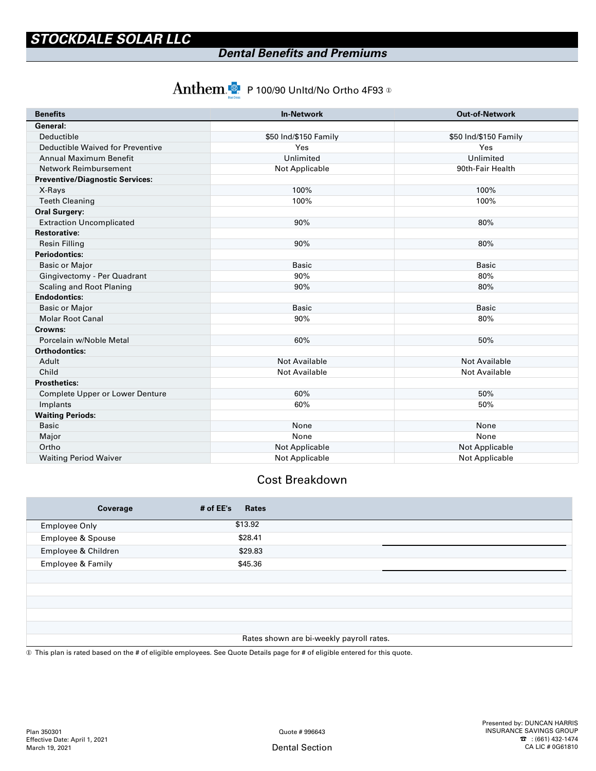# STOCKDALE SOLAR LLC

## Dental Benefits and Premiums

### Anthem P 100/90 Unltd/No Ortho 4F93 ①

| Benefits | In-Network | Out-of-Network |
|---|---|---|
| **General:** | | |
| Deductible | $50 Ind/$150 Family | $50 Ind/$150 Family |
| Deductible Waived for Preventive | Yes | Yes |
| Annual Maximum Benefit | Unlimited | Unlimited |
| Network Reimbursement | Not Applicable | 90th-Fair Health |
| **Preventive/Diagnostic Services:** | | |
| X-Rays | 100% | 100% |
| Teeth Cleaning | 100% | 100% |
| **Oral Surgery:** | | |
| Extraction Uncomplicated | 90% | 80% |
| **Restorative:** | | |
| Resin Filling | 90% | 80% |
| **Periodontics:** | | |
| Basic or Major | Basic | Basic |
| Gingivectomy - Per Quadrant | 90% | 80% |
| Scaling and Root Planing | 90% | 80% |
| **Endodontics:** | | |
| Basic or Major | Basic | Basic |
| Molar Root Canal | 90% | 80% |
| **Crowns:** | | |
| Porcelain w/Noble Metal | 60% | 50% |
| **Orthodontics:** | | |
| Adult | Not Available | Not Available |
| Child | Not Available | Not Available |
| **Prosthetics:** | | |
| Complete Upper or Lower Denture | 60% | 50% |
| Implants | 60% | 50% |
| **Waiting Periods:** | | |
| Basic | None | None |
| Major | None | None |
| Ortho | Not Applicable | Not Applicable |
| Waiting Period Waiver | Not Applicable | Not Applicable |

## Cost Breakdown

| Coverage | # of EE's | Rates |
|---|---|---|
| Employee Only | | $13.92 |
| Employee & Spouse | | $28.41 |
| Employee & Children | | $29.83 |
| Employee & Family | | $45.36 |

Rates shown are bi-weekly payroll rates.

① This plan is rated based on the # of eligible employees. See Quote Details page for # of eligible entered for this quote.

Plan 350301
Effective Date: April 1, 2021
March 19, 2021

Quote # 996643

Dental Section

Presented by: DUNCAN HARRIS
INSURANCE SAVINGS GROUP
☎ : (661) 432-1474
CA LIC # 0G61810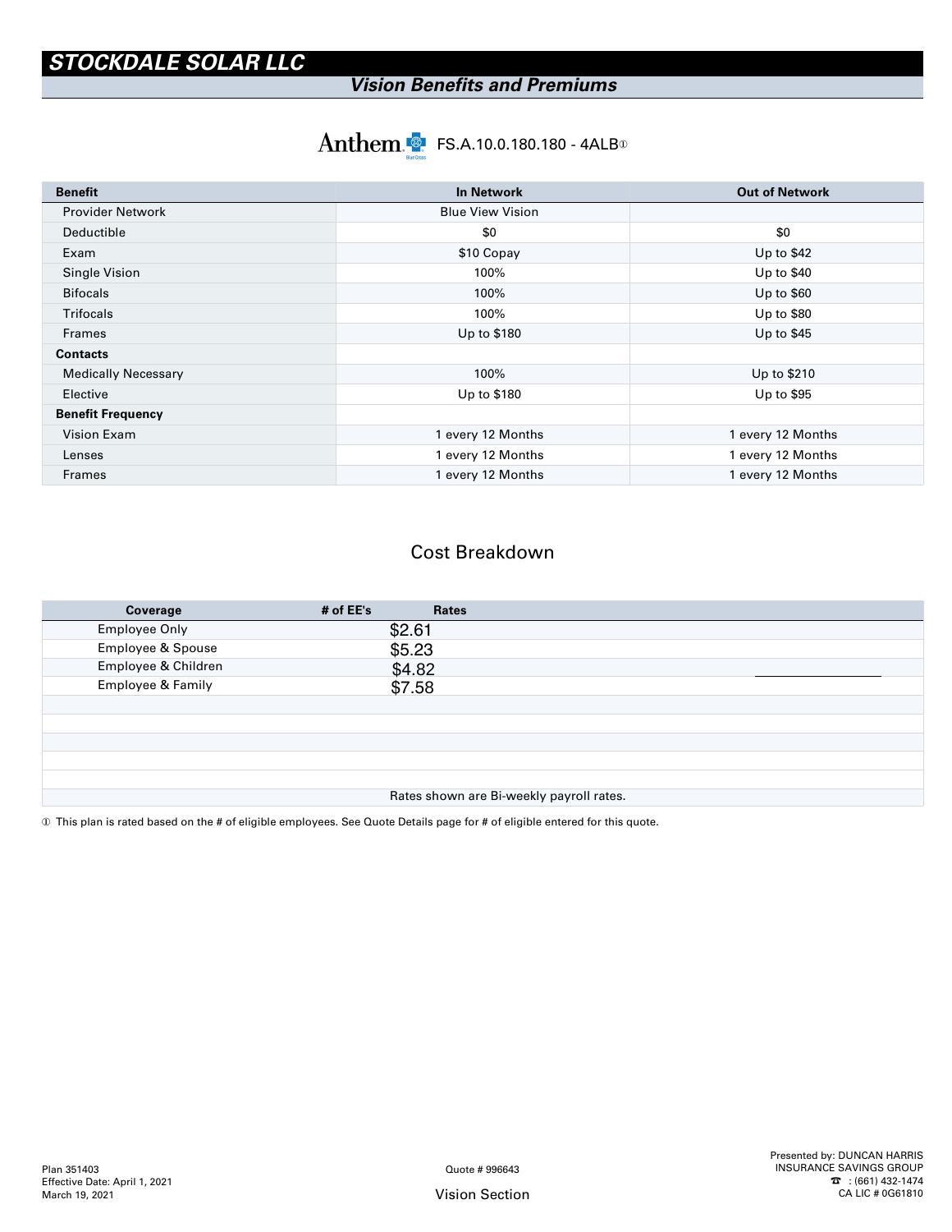# STOCKDALE SOLAR LLC

## Vision Benefits and Premiums

Anthem FS.A.10.0.180.180 - 4ALB①

| Benefit | In Network | Out of Network |
|---|---|---|
| Provider Network | Blue View Vision | |
| Deductible | $0 | $0 |
| Exam | $10 Copay | Up to $42 |
| Single Vision | 100% | Up to $40 |
| Bifocals | 100% | Up to $60 |
| Trifocals | 100% | Up to $80 |
| Frames | Up to $180 | Up to $45 |
| **Contacts** | | |
| Medically Necessary | 100% | Up to $210 |
| Elective | Up to $180 | Up to $95 |
| **Benefit Frequency** | | |
| Vision Exam | 1 every 12 Months | 1 every 12 Months |
| Lenses | 1 every 12 Months | 1 every 12 Months |
| Frames | 1 every 12 Months | 1 every 12 Months |

## Cost Breakdown

| Coverage | # of EE's | Rates |
|---|---|---|
| Employee Only | | $2.61 |
| Employee & Spouse | | $5.23 |
| Employee & Children | | $4.82 |
| Employee & Family | | $7.58 |

Rates shown are Bi-weekly payroll rates.

① This plan is rated based on the # of eligible employees. See Quote Details page for # of eligible entered for this quote.

Plan 351403
Effective Date: April 1, 2021
March 19, 2021

Quote # 996643

Vision Section

Presented by: DUNCAN HARRIS
INSURANCE SAVINGS GROUP
☎ : (661) 432-1474
CA LIC # 0G61810